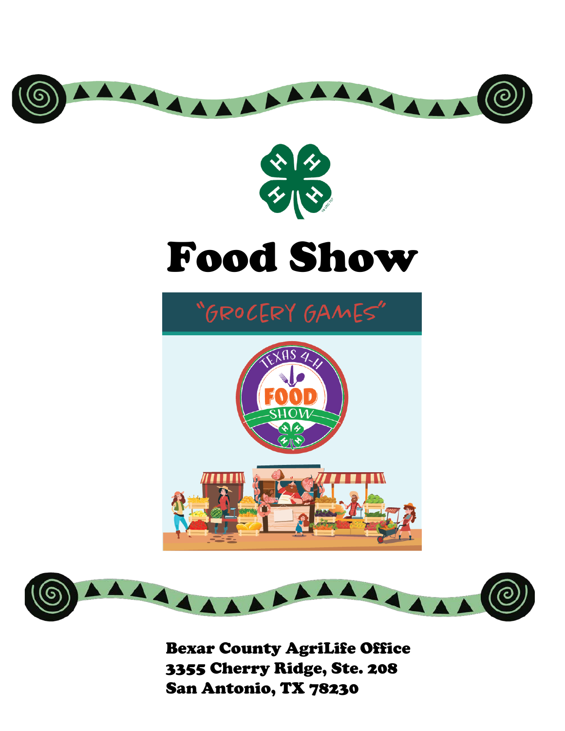# Food Show

"GROCERY GAMES"

Bexar County AgriLife Office
3355 Cherry Ridge, Ste. 208
San Antonio, TX 78230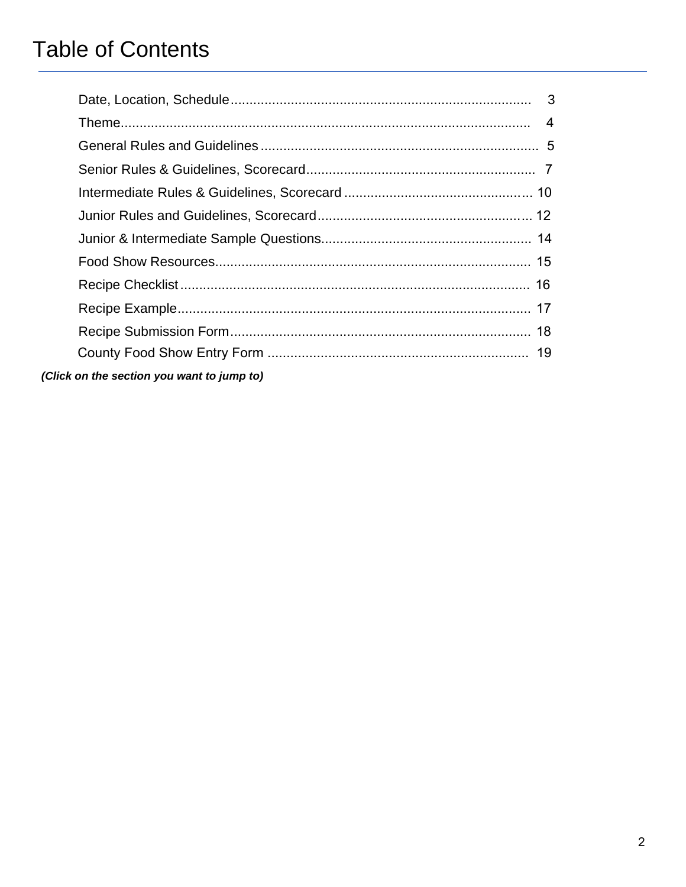# Table of Contents

| Section | Page |
| --- | --- |
| Date, Location, Schedule | 3 |
| Theme | 4 |
| General Rules and Guidelines | 5 |
| Senior Rules & Guidelines, Scorecard | 7 |
| Intermediate Rules & Guidelines, Scorecard | 10 |
| Junior Rules and Guidelines, Scorecard | 12 |
| Junior & Intermediate Sample Questions | 14 |
| Food Show Resources | 15 |
| Recipe Checklist | 16 |
| Recipe Example | 17 |
| Recipe Submission Form | 18 |
| County Food Show Entry Form | 19 |

***(Click on the section you want to jump to)***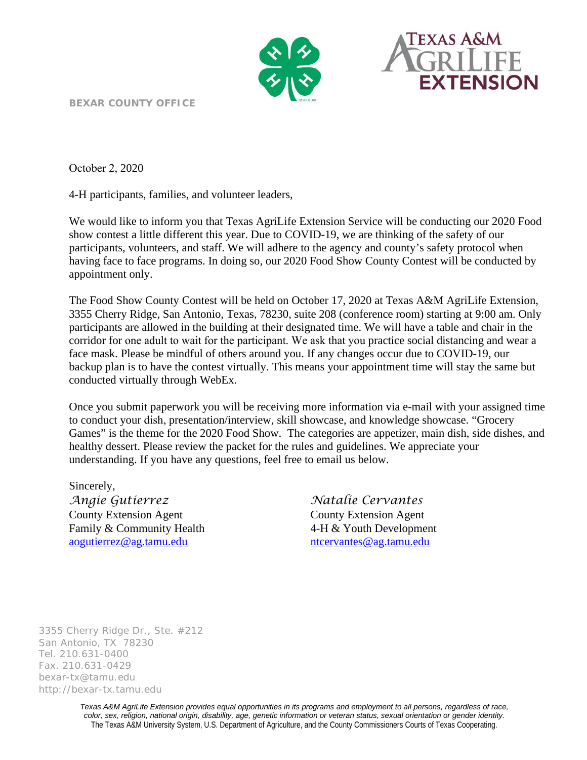**BEXAR COUNTY OFFICE**

October 2, 2020

4-H participants, families, and volunteer leaders,

We would like to inform you that Texas AgriLife Extension Service will be conducting our 2020 Food show contest a little different this year. Due to COVID-19, we are thinking of the safety of our participants, volunteers, and staff. We will adhere to the agency and county's safety protocol when having face to face programs. In doing so, our 2020 Food Show County Contest will be conducted by appointment only.

The Food Show County Contest will be held on October 17, 2020 at Texas A&M AgriLife Extension, 3355 Cherry Ridge, San Antonio, Texas, 78230, suite 208 (conference room) starting at 9:00 am. Only participants are allowed in the building at their designated time. We will have a table and chair in the corridor for one adult to wait for the participant. We ask that you practice social distancing and wear a face mask. Please be mindful of others around you. If any changes occur due to COVID-19, our backup plan is to have the contest virtually. This means your appointment time will stay the same but conducted virtually through WebEx.

Once you submit paperwork you will be receiving more information via e-mail with your assigned time to conduct your dish, presentation/interview, skill showcase, and knowledge showcase. "Grocery Games" is the theme for the 2020 Food Show. The categories are appetizer, main dish, side dishes, and healthy dessert. Please review the packet for the rules and guidelines. We appreciate your understanding. If you have any questions, feel free to email us below.

Sincerely,

*Angie Gutierrez*
County Extension Agent
Family & Community Health
aogutierrez@ag.tamu.edu

*Natalie Cervantes*
County Extension Agent
4-H & Youth Development
ntcervantes@ag.tamu.edu

3355 Cherry Ridge Dr., Ste. #212
San Antonio, TX 78230
Tel. 210.631-0400
Fax. 210.631-0429
bexar-tx@tamu.edu
http://bexar-tx.tamu.edu

*Texas A&M AgriLife Extension provides equal opportunities in its programs and employment to all persons, regardless of race, color, sex, religion, national origin, disability, age, genetic information or veteran status, sexual orientation or gender identity.*
The Texas A&M University System, U.S. Department of Agriculture, and the County Commissioners Courts of Texas Cooperating.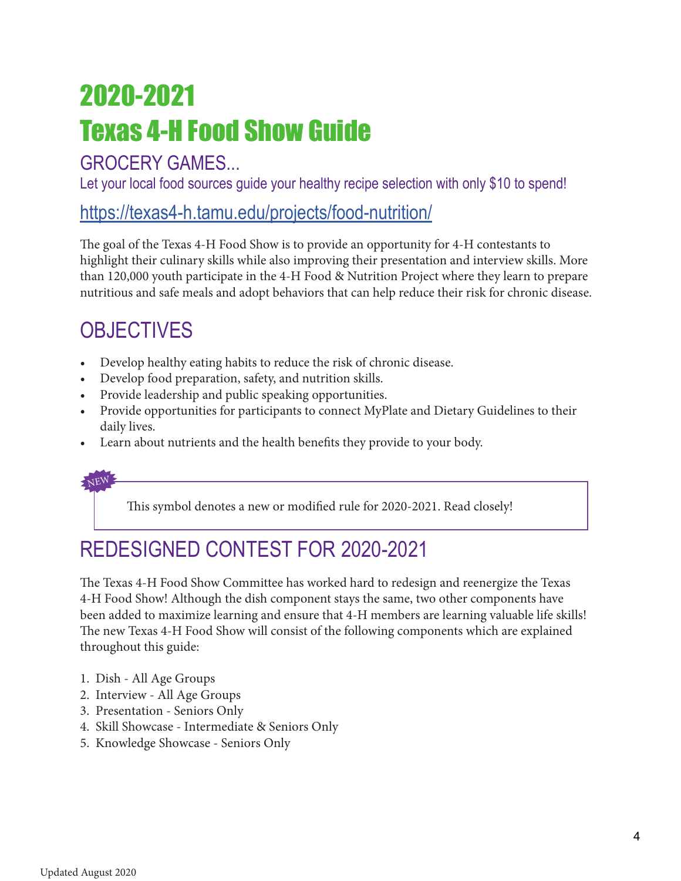# 2020-2021
# Texas 4-H Food Show Guide

## GROCERY GAMES...

Let your local food sources guide your healthy recipe selection with only $10 to spend!

https://texas4-h.tamu.edu/projects/food-nutrition/

The goal of the Texas 4-H Food Show is to provide an opportunity for 4-H contestants to highlight their culinary skills while also improving their presentation and interview skills. More than 120,000 youth participate in the 4-H Food & Nutrition Project where they learn to prepare nutritious and safe meals and adopt behaviors that can help reduce their risk for chronic disease.

## OBJECTIVES

- Develop healthy eating habits to reduce the risk of chronic disease.
- Develop food preparation, safety, and nutrition skills.
- Provide leadership and public speaking opportunities.
- Provide opportunities for participants to connect MyPlate and Dietary Guidelines to their daily lives.
- Learn about nutrients and the health benefits they provide to your body.

NEW

This symbol denotes a new or modified rule for 2020-2021. Read closely!

## REDESIGNED CONTEST FOR 2020-2021

The Texas 4-H Food Show Committee has worked hard to redesign and reenergize the Texas 4-H Food Show! Although the dish component stays the same, two other components have been added to maximize learning and ensure that 4-H members are learning valuable life skills! The new Texas 4-H Food Show will consist of the following components which are explained throughout this guide:

1. Dish - All Age Groups
2. Interview - All Age Groups
3. Presentation - Seniors Only
4. Skill Showcase - Intermediate & Seniors Only
5. Knowledge Showcase - Seniors Only

Updated August 2020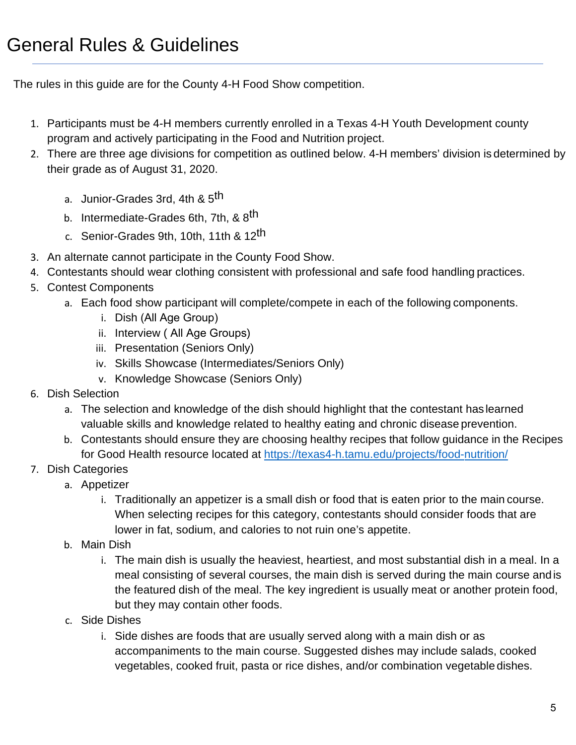# General Rules & Guidelines

The rules in this guide are for the County 4-H Food Show competition.

1. Participants must be 4-H members currently enrolled in a Texas 4-H Youth Development county program and actively participating in the Food and Nutrition project.
2. There are three age divisions for competition as outlined below. 4-H members' division is determined by their grade as of August 31, 2020.
   a. Junior-Grades 3rd, 4th & 5th
   b. Intermediate-Grades 6th, 7th, & 8th
   c. Senior-Grades 9th, 10th, 11th & 12th
3. An alternate cannot participate in the County Food Show.
4. Contestants should wear clothing consistent with professional and safe food handling practices.
5. Contest Components
   a. Each food show participant will complete/compete in each of the following components.
      i. Dish (All Age Group)
      ii. Interview ( All Age Groups)
      iii. Presentation (Seniors Only)
      iv. Skills Showcase (Intermediates/Seniors Only)
      v. Knowledge Showcase (Seniors Only)
6. Dish Selection
   a. The selection and knowledge of the dish should highlight that the contestant has learned valuable skills and knowledge related to healthy eating and chronic disease prevention.
   b. Contestants should ensure they are choosing healthy recipes that follow guidance in the Recipes for Good Health resource located at https://texas4-h.tamu.edu/projects/food-nutrition/
7. Dish Categories
   a. Appetizer
      i. Traditionally an appetizer is a small dish or food that is eaten prior to the main course. When selecting recipes for this category, contestants should consider foods that are lower in fat, sodium, and calories to not ruin one's appetite.
   b. Main Dish
      i. The main dish is usually the heaviest, heartiest, and most substantial dish in a meal. In a meal consisting of several courses, the main dish is served during the main course and is the featured dish of the meal. The key ingredient is usually meat or another protein food, but they may contain other foods.
   c. Side Dishes
      i. Side dishes are foods that are usually served along with a main dish or as accompaniments to the main course. Suggested dishes may include salads, cooked vegetables, cooked fruit, pasta or rice dishes, and/or combination vegetable dishes.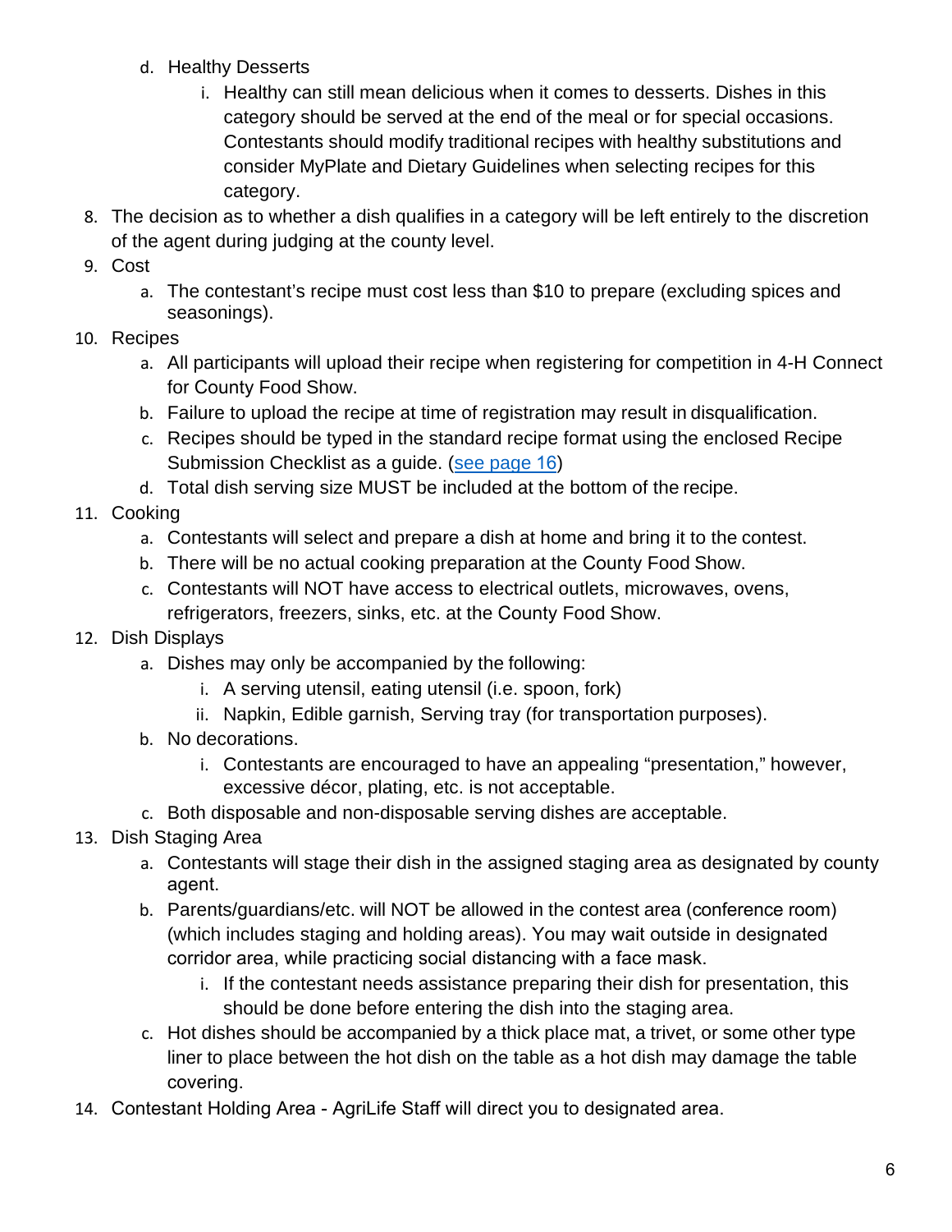d. Healthy Desserts
      i. Healthy can still mean delicious when it comes to desserts. Dishes in this category should be served at the end of the meal or for special occasions. Contestants should modify traditional recipes with healthy substitutions and consider MyPlate and Dietary Guidelines when selecting recipes for this category.

8. The decision as to whether a dish qualifies in a category will be left entirely to the discretion of the agent during judging at the county level.
9. Cost
   a. The contestant's recipe must cost less than $10 to prepare (excluding spices and seasonings).
10. Recipes
    a. All participants will upload their recipe when registering for competition in 4-H Connect for County Food Show.
    b. Failure to upload the recipe at time of registration may result in disqualification.
    c. Recipes should be typed in the standard recipe format using the enclosed Recipe Submission Checklist as a guide. (see page 16)
    d. Total dish serving size MUST be included at the bottom of the recipe.
11. Cooking
    a. Contestants will select and prepare a dish at home and bring it to the contest.
    b. There will be no actual cooking preparation at the County Food Show.
    c. Contestants will NOT have access to electrical outlets, microwaves, ovens, refrigerators, freezers, sinks, etc. at the County Food Show.
12. Dish Displays
    a. Dishes may only be accompanied by the following:
       i. A serving utensil, eating utensil (i.e. spoon, fork)
       ii. Napkin, Edible garnish, Serving tray (for transportation purposes).
    b. No decorations.
       i. Contestants are encouraged to have an appealing "presentation," however, excessive décor, plating, etc. is not acceptable.
    c. Both disposable and non-disposable serving dishes are acceptable.
13. Dish Staging Area
    a. Contestants will stage their dish in the assigned staging area as designated by county agent.
    b. Parents/guardians/etc. will NOT be allowed in the contest area (conference room) (which includes staging and holding areas). You may wait outside in designated corridor area, while practicing social distancing with a face mask.
       i. If the contestant needs assistance preparing their dish for presentation, this should be done before entering the dish into the staging area.
    c. Hot dishes should be accompanied by a thick place mat, a trivet, or some other type liner to place between the hot dish on the table as a hot dish may damage the table covering.
14. Contestant Holding Area - AgriLife Staff will direct you to designated area.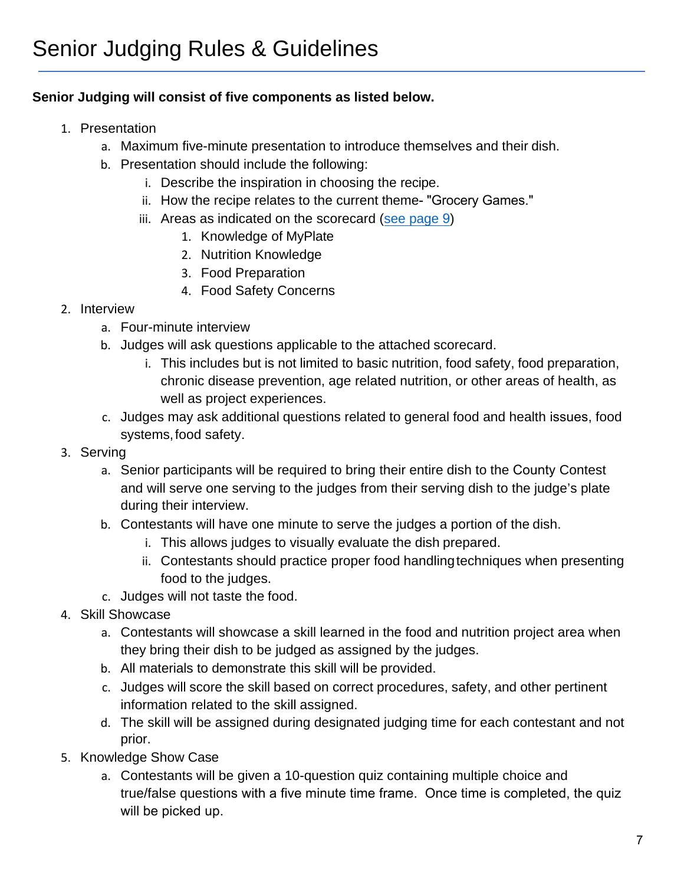# Senior Judging Rules & Guidelines

**Senior Judging will consist of five components as listed below.**

1. Presentation
   a. Maximum five-minute presentation to introduce themselves and their dish.
   b. Presentation should include the following:
      i. Describe the inspiration in choosing the recipe.
      ii. How the recipe relates to the current theme- "Grocery Games."
      iii. Areas as indicated on the scorecard (see page 9)
         1. Knowledge of MyPlate
         2. Nutrition Knowledge
         3. Food Preparation
         4. Food Safety Concerns
2. Interview
   a. Four-minute interview
   b. Judges will ask questions applicable to the attached scorecard.
      i. This includes but is not limited to basic nutrition, food safety, food preparation, chronic disease prevention, age related nutrition, or other areas of health, as well as project experiences.
   c. Judges may ask additional questions related to general food and health issues, food systems, food safety.
3. Serving
   a. Senior participants will be required to bring their entire dish to the County Contest and will serve one serving to the judges from their serving dish to the judge's plate during their interview.
   b. Contestants will have one minute to serve the judges a portion of the dish.
      i. This allows judges to visually evaluate the dish prepared.
      ii. Contestants should practice proper food handling techniques when presenting food to the judges.
   c. Judges will not taste the food.
4. Skill Showcase
   a. Contestants will showcase a skill learned in the food and nutrition project area when they bring their dish to be judged as assigned by the judges.
   b. All materials to demonstrate this skill will be provided.
   c. Judges will score the skill based on correct procedures, safety, and other pertinent information related to the skill assigned.
   d. The skill will be assigned during designated judging time for each contestant and not prior.
5. Knowledge Show Case
   a. Contestants will be given a 10-question quiz containing multiple choice and true/false questions with a five minute time frame. Once time is completed, the quiz will be picked up.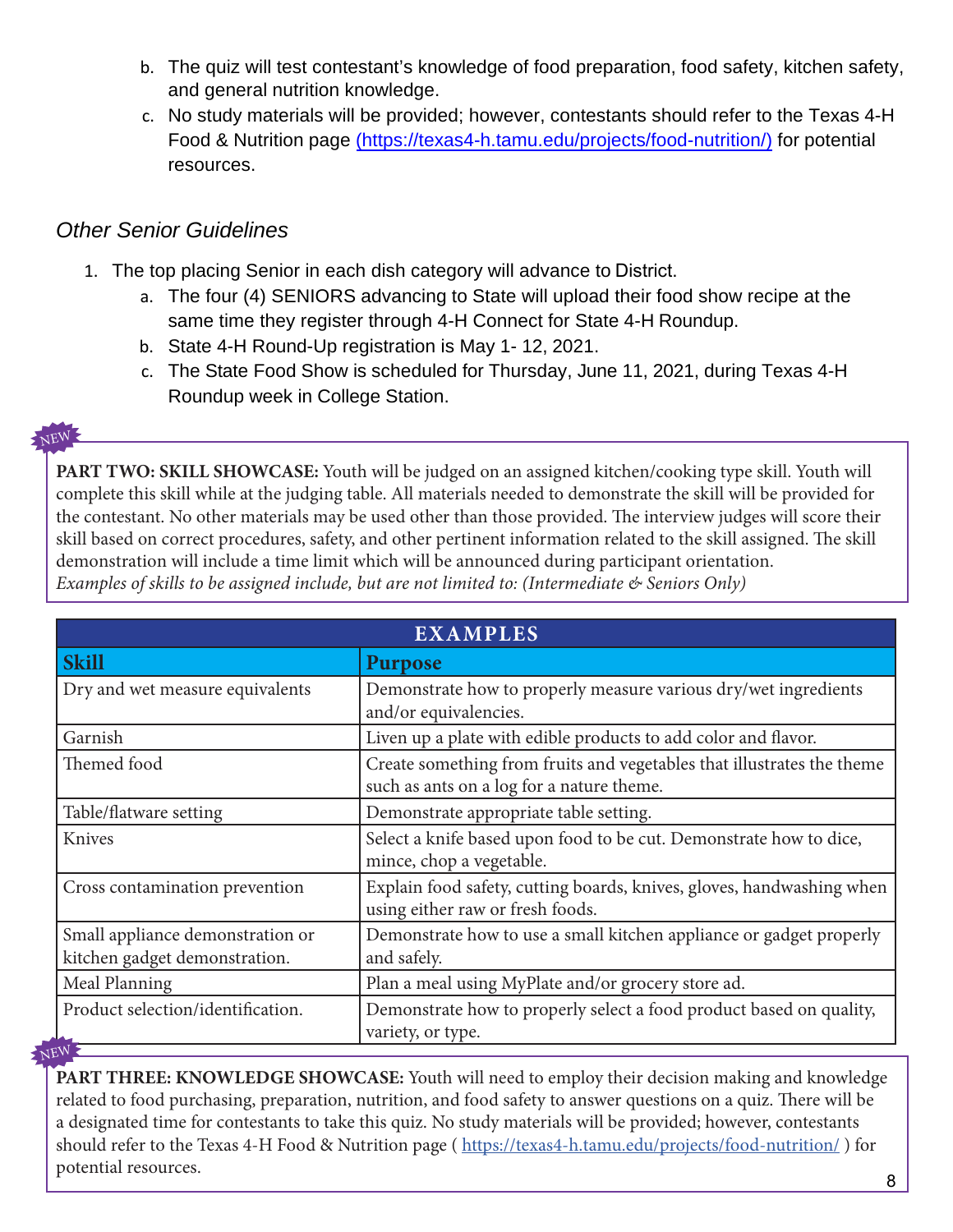b. The quiz will test contestant's knowledge of food preparation, food safety, kitchen safety, and general nutrition knowledge.
c. No study materials will be provided; however, contestants should refer to the Texas 4-H Food & Nutrition page [(https://texas4-h.tamu.edu/projects/food-nutrition/)](https://texas4-h.tamu.edu/projects/food-nutrition/) for potential resources.

### *Other Senior Guidelines*

1. The top placing Senior in each dish category will advance to District.
   a. The four (4) SENIORS advancing to State will upload their food show recipe at the same time they register through 4-H Connect for State 4-H Roundup.
   b. State 4-H Round-Up registration is May 1- 12, 2021.
   c. The State Food Show is scheduled for Thursday, June 11, 2021, during Texas 4-H Roundup week in College Station.

NEW

**PART TWO: SKILL SHOWCASE:** Youth will be judged on an assigned kitchen/cooking type skill. Youth will complete this skill while at the judging table. All materials needed to demonstrate the skill will be provided for the contestant. No other materials may be used other than those provided. The interview judges will score their skill based on correct procedures, safety, and other pertinent information related to the skill assigned. The skill demonstration will include a time limit which will be announced during participant orientation.
*Examples of skills to be assigned include, but are not limited to: (Intermediate & Seniors Only)*

| **EXAMPLES** | |
|---|---|
| **Skill** | **Purpose** |
| Dry and wet measure equivalents | Demonstrate how to properly measure various dry/wet ingredients and/or equivalencies. |
| Garnish | Liven up a plate with edible products to add color and flavor. |
| Themed food | Create something from fruits and vegetables that illustrates the theme such as ants on a log for a nature theme. |
| Table/flatware setting | Demonstrate appropriate table setting. |
| Knives | Select a knife based upon food to be cut. Demonstrate how to dice, mince, chop a vegetable. |
| Cross contamination prevention | Explain food safety, cutting boards, knives, gloves, handwashing when using either raw or fresh foods. |
| Small appliance demonstration or kitchen gadget demonstration. | Demonstrate how to use a small kitchen appliance or gadget properly and safely. |
| Meal Planning | Plan a meal using MyPlate and/or grocery store ad. |
| Product selection/identification. | Demonstrate how to properly select a food product based on quality, variety, or type. |

NEW

**PART THREE: KNOWLEDGE SHOWCASE:** Youth will need to employ their decision making and knowledge related to food purchasing, preparation, nutrition, and food safety to answer questions on a quiz. There will be a designated time for contestants to take this quiz. No study materials will be provided; however, contestants should refer to the Texas 4-H Food & Nutrition page ( [https://texas4-h.tamu.edu/projects/food-nutrition/](https://texas4-h.tamu.edu/projects/food-nutrition/) ) for potential resources.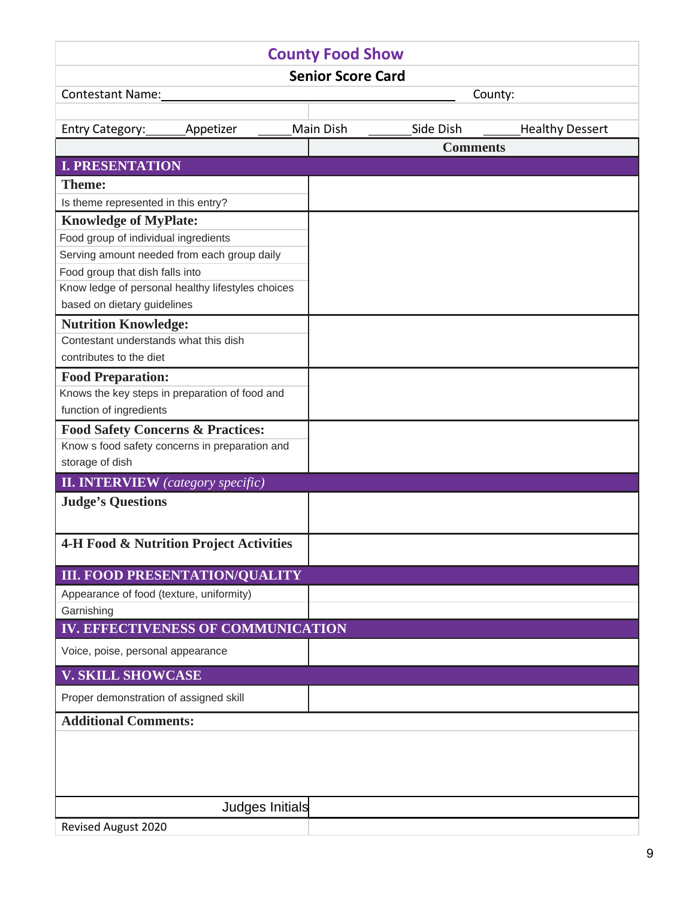# County Food Show

## Senior Score Card

Contestant Name:________________________________ County:

Entry Category:______Appetizer ______Main Dish ______Side Dish ______Healthy Dessert

| | Comments |
|---|---|
| **I. PRESENTATION** | |
| **Theme:** | |
| Is theme represented in this entry? | |
| **Knowledge of MyPlate:** | |
| Food group of individual ingredients | |
| Serving amount needed from each group daily | |
| Food group that dish falls into | |
| Know ledge of personal healthy lifestyles choices based on dietary guidelines | |
| **Nutrition Knowledge:** | |
| Contestant understands what this dish contributes to the diet | |
| **Food Preparation:** | |
| Knows the key steps in preparation of food and function of ingredients | |
| **Food Safety Concerns & Practices:** | |
| Know s food safety concerns in preparation and storage of dish | |
| **II. INTERVIEW** *(category specific)* | |
| **Judge's Questions** | |
| **4-H Food & Nutrition Project Activities** | |
| **III. FOOD PRESENTATION/QUALITY** | |
| Appearance of food (texture, uniformity) | |
| Garnishing | |
| **IV. EFFECTIVENESS OF COMMUNICATION** | |
| Voice, poise, personal appearance | |
| **V. SKILL SHOWCASE** | |
| Proper demonstration of assigned skill | |

**Additional Comments:**

Judges Initials

Revised August 2020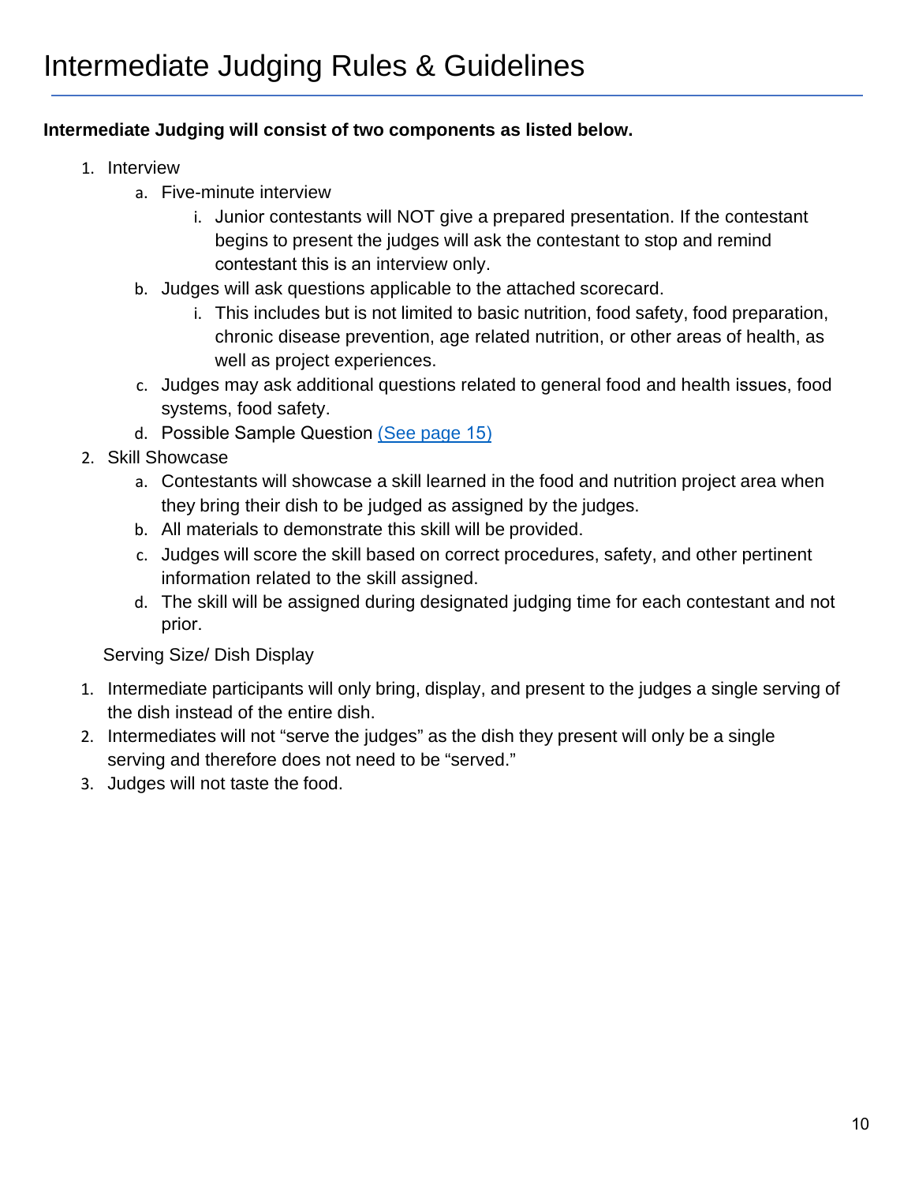# Intermediate Judging Rules & Guidelines

**Intermediate Judging will consist of two components as listed below.**

1. Interview
   a. Five-minute interview
      i. Junior contestants will NOT give a prepared presentation. If the contestant begins to present the judges will ask the contestant to stop and remind contestant this is an interview only.
   b. Judges will ask questions applicable to the attached scorecard.
      i. This includes but is not limited to basic nutrition, food safety, food preparation, chronic disease prevention, age related nutrition, or other areas of health, as well as project experiences.
   c. Judges may ask additional questions related to general food and health issues, food systems, food safety.
   d. Possible Sample Question [(See page 15)]
2. Skill Showcase
   a. Contestants will showcase a skill learned in the food and nutrition project area when they bring their dish to be judged as assigned by the judges.
   b. All materials to demonstrate this skill will be provided.
   c. Judges will score the skill based on correct procedures, safety, and other pertinent information related to the skill assigned.
   d. The skill will be assigned during designated judging time for each contestant and not prior.

Serving Size/ Dish Display

1. Intermediate participants will only bring, display, and present to the judges a single serving of the dish instead of the entire dish.
2. Intermediates will not "serve the judges" as the dish they present will only be a single serving and therefore does not need to be "served."
3. Judges will not taste the food.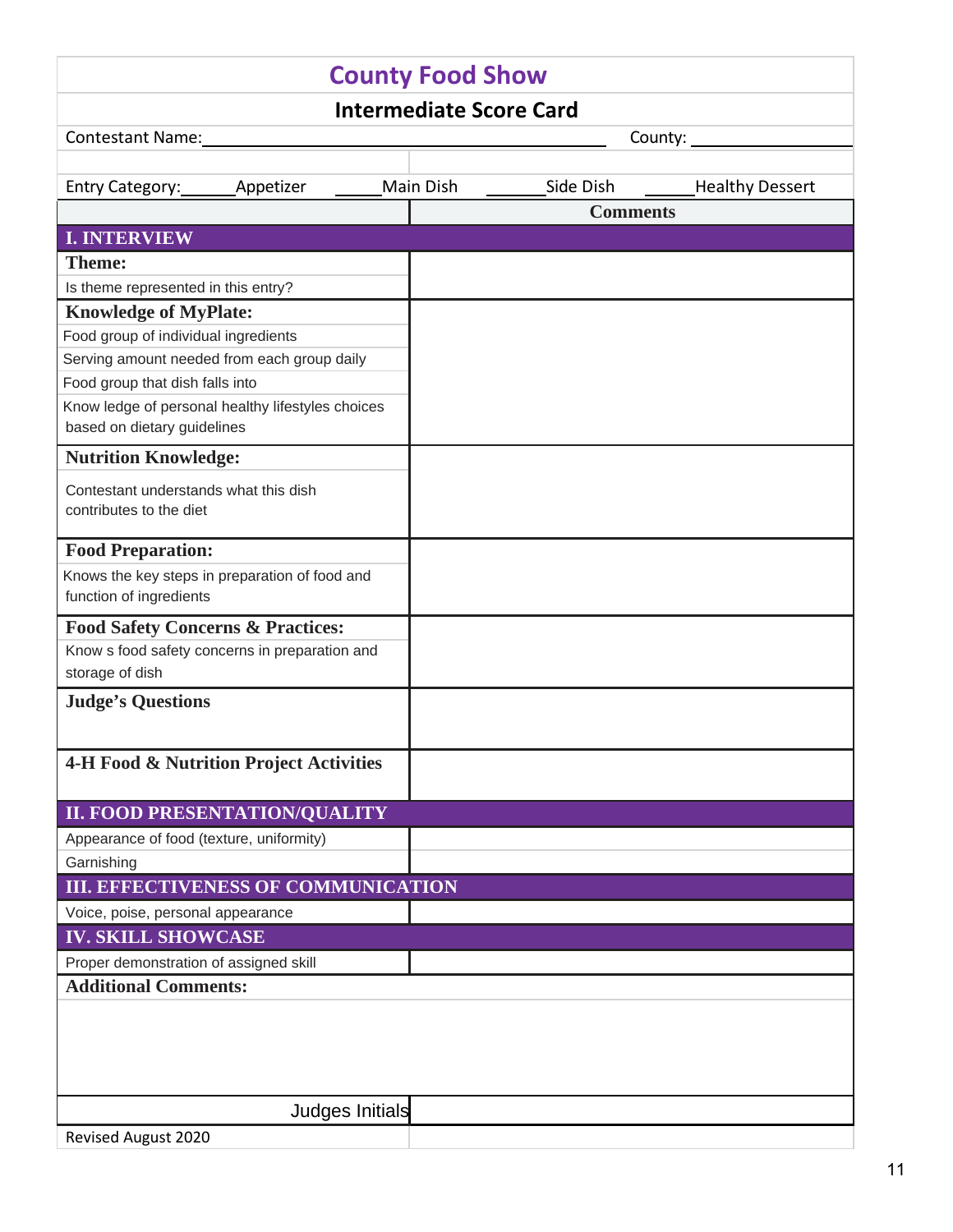# County Food Show

## Intermediate Score Card

Contestant Name: ______________________________ County: ______________

Entry Category: _____ Appetizer _____ Main Dish _____ Side Dish _____ Healthy Dessert

| | Comments |
|---|---|
| **I. INTERVIEW** | |
| **Theme:** | |
| Is theme represented in this entry? | |
| **Knowledge of MyPlate:** | |
| Food group of individual ingredients | |
| Serving amount needed from each group daily | |
| Food group that dish falls into | |
| Know ledge of personal healthy lifestyles choices based on dietary guidelines | |
| **Nutrition Knowledge:** | |
| Contestant understands what this dish contributes to the diet | |
| **Food Preparation:** | |
| Knows the key steps in preparation of food and function of ingredients | |
| **Food Safety Concerns & Practices:** | |
| Know s food safety concerns in preparation and storage of dish | |
| **Judge's Questions** | |
| **4-H Food & Nutrition Project Activities** | |
| **II. FOOD PRESENTATION/QUALITY** | |
| Appearance of food (texture, uniformity) | |
| Garnishing | |
| **III. EFFECTIVENESS OF COMMUNICATION** | |
| Voice, poise, personal appearance | |
| **IV. SKILL SHOWCASE** | |
| Proper demonstration of assigned skill | |

**Additional Comments:**

| Judges Initials | |
|---|---|

Revised August 2020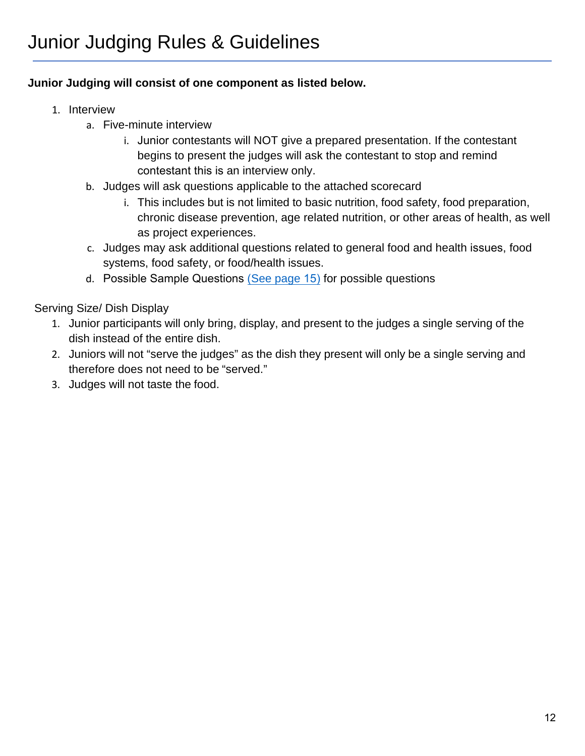# Junior Judging Rules & Guidelines

**Junior Judging will consist of one component as listed below.**

1. Interview
   a. Five-minute interview
      i. Junior contestants will NOT give a prepared presentation. If the contestant begins to present the judges will ask the contestant to stop and remind contestant this is an interview only.
   b. Judges will ask questions applicable to the attached scorecard
      i. This includes but is not limited to basic nutrition, food safety, food preparation, chronic disease prevention, age related nutrition, or other areas of health, as well as project experiences.
   c. Judges may ask additional questions related to general food and health issues, food systems, food safety, or food/health issues.
   d. Possible Sample Questions (See page 15) for possible questions

Serving Size/ Dish Display

1. Junior participants will only bring, display, and present to the judges a single serving of the dish instead of the entire dish.
2. Juniors will not "serve the judges" as the dish they present will only be a single serving and therefore does not need to be "served."
3. Judges will not taste the food.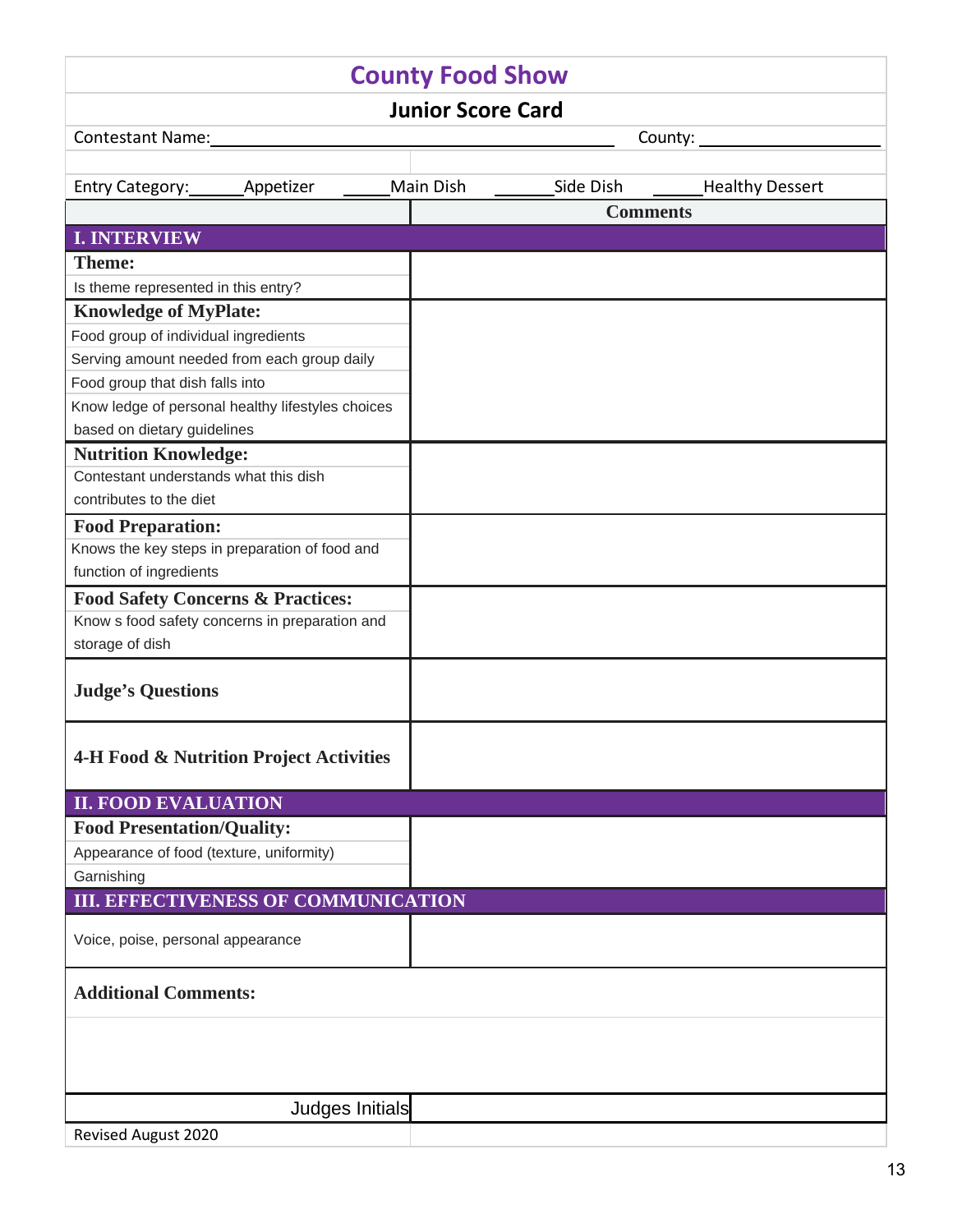# County Food Show

## Junior Score Card

Contestant Name:\_\_\_\_\_\_\_\_\_\_\_\_\_\_\_\_\_\_\_\_\_\_\_\_\_\_\_\_\_\_\_\_\_\_\_\_\_\_ County: \_\_\_\_\_\_\_\_\_\_\_\_\_\_\_\_\_\_\_\_

Entry Category:\_\_\_\_\_\_Appetizer \_\_\_\_\_\_Main Dish \_\_\_\_\_\_Side Dish \_\_\_\_\_\_Healthy Dessert

| | Comments |
|---|---|
| **I. INTERVIEW** | |
| **Theme:**<br>Is theme represented in this entry? | |
| **Knowledge of MyPlate:**<br>Food group of individual ingredients<br>Serving amount needed from each group daily<br>Food group that dish falls into<br>Know ledge of personal healthy lifestyles choices based on dietary guidelines | |
| **Nutrition Knowledge:**<br>Contestant understands what this dish contributes to the diet | |
| **Food Preparation:**<br>Knows the key steps in preparation of food and function of ingredients | |
| **Food Safety Concerns & Practices:**<br>Know s food safety concerns in preparation and storage of dish | |
| **Judge's Questions** | |
| **4-H Food & Nutrition Project Activities** | |
| **II. FOOD EVALUATION** | |
| **Food Presentation/Quality:**<br>Appearance of food (texture, uniformity)<br>Garnishing | |
| **III. EFFECTIVENESS OF COMMUNICATION** | |
| Voice, poise, personal appearance | |

**Additional Comments:**

Judges Initials \_\_\_\_\_\_\_\_\_\_\_\_\_\_\_\_\_\_\_\_

Revised August 2020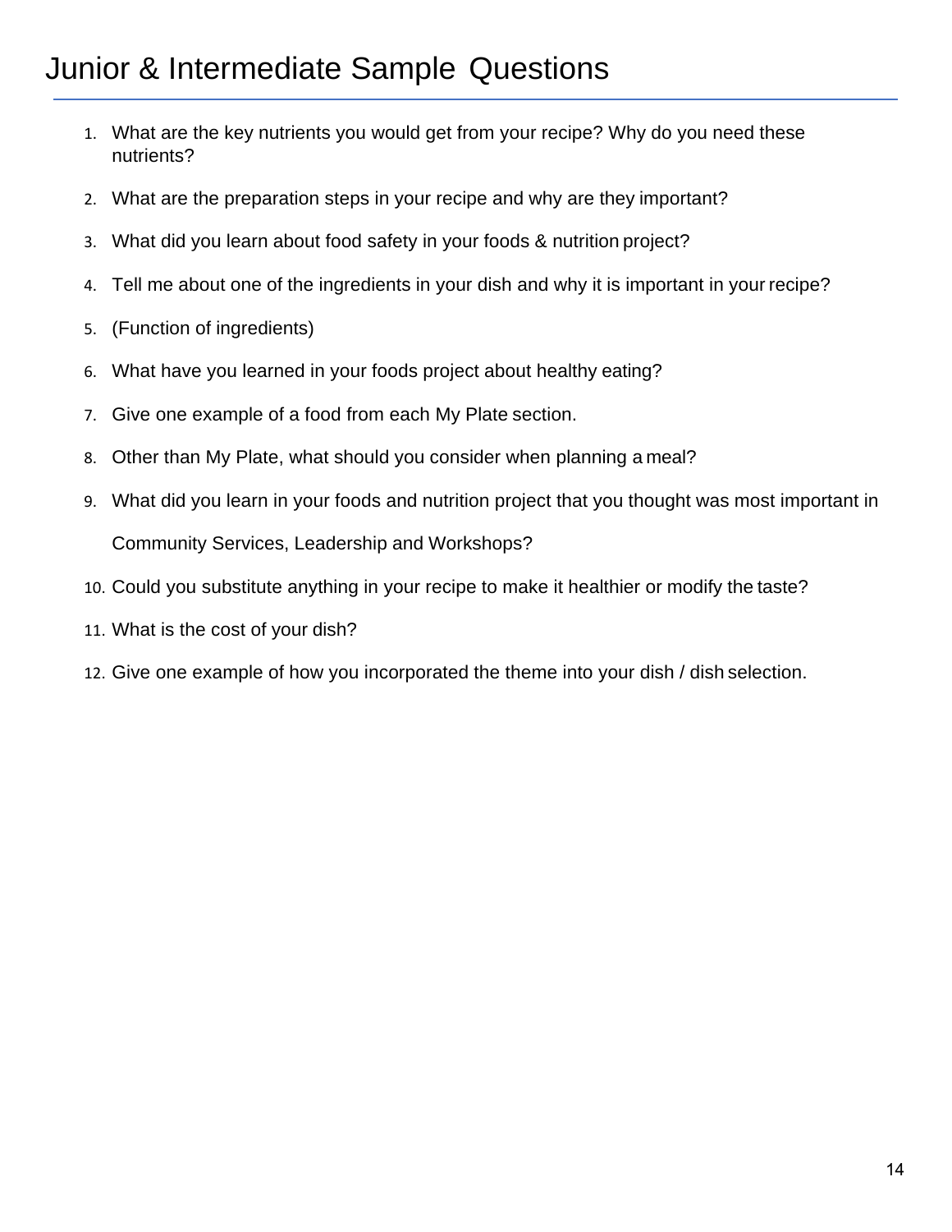# Junior & Intermediate Sample Questions

1. What are the key nutrients you would get from your recipe? Why do you need these nutrients?
2. What are the preparation steps in your recipe and why are they important?
3. What did you learn about food safety in your foods & nutrition project?
4. Tell me about one of the ingredients in your dish and why it is important in your recipe?
5. (Function of ingredients)
6. What have you learned in your foods project about healthy eating?
7. Give one example of a food from each My Plate section.
8. Other than My Plate, what should you consider when planning a meal?
9. What did you learn in your foods and nutrition project that you thought was most important in Community Services, Leadership and Workshops?
10. Could you substitute anything in your recipe to make it healthier or modify the taste?
11. What is the cost of your dish?
12. Give one example of how you incorporated the theme into your dish / dish selection.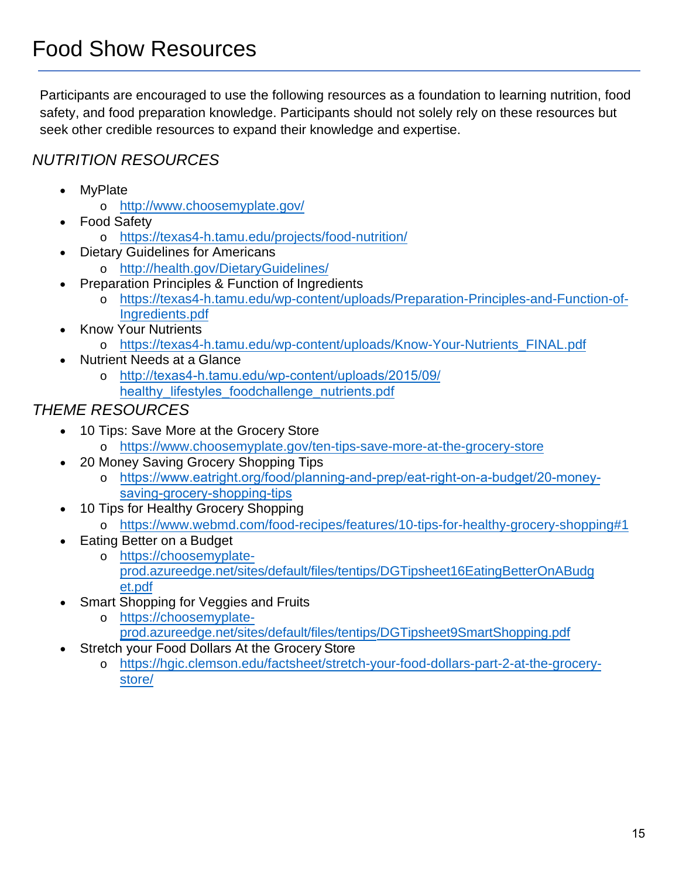# Food Show Resources

Participants are encouraged to use the following resources as a foundation to learning nutrition, food safety, and food preparation knowledge. Participants should not solely rely on these resources but seek other credible resources to expand their knowledge and expertise.

## *NUTRITION RESOURCES*

- MyPlate
  - http://www.choosemyplate.gov/
- Food Safety
  - https://texas4-h.tamu.edu/projects/food-nutrition/
- Dietary Guidelines for Americans
  - http://health.gov/DietaryGuidelines/
- Preparation Principles & Function of Ingredients
  - https://texas4-h.tamu.edu/wp-content/uploads/Preparation-Principles-and-Function-of-Ingredients.pdf
- Know Your Nutrients
  - https://texas4-h.tamu.edu/wp-content/uploads/Know-Your-Nutrients_FINAL.pdf
- Nutrient Needs at a Glance
  - http://texas4-h.tamu.edu/wp-content/uploads/2015/09/healthy_lifestyles_foodchallenge_nutrients.pdf

## *THEME RESOURCES*

- 10 Tips: Save More at the Grocery Store
  - https://www.choosemyplate.gov/ten-tips-save-more-at-the-grocery-store
- 20 Money Saving Grocery Shopping Tips
  - https://www.eatright.org/food/planning-and-prep/eat-right-on-a-budget/20-money-saving-grocery-shopping-tips
- 10 Tips for Healthy Grocery Shopping
  - https://www.webmd.com/food-recipes/features/10-tips-for-healthy-grocery-shopping#1
- Eating Better on a Budget
  - https://choosemyplate-prod.azureedge.net/sites/default/files/tentips/DGTipsheet16EatingBetterOnABudget.pdf
- Smart Shopping for Veggies and Fruits
  - https://choosemyplate-prod.azureedge.net/sites/default/files/tentips/DGTipsheet9SmartShopping.pdf
- Stretch your Food Dollars At the Grocery Store
  - https://hgic.clemson.edu/factsheet/stretch-your-food-dollars-part-2-at-the-grocery-store/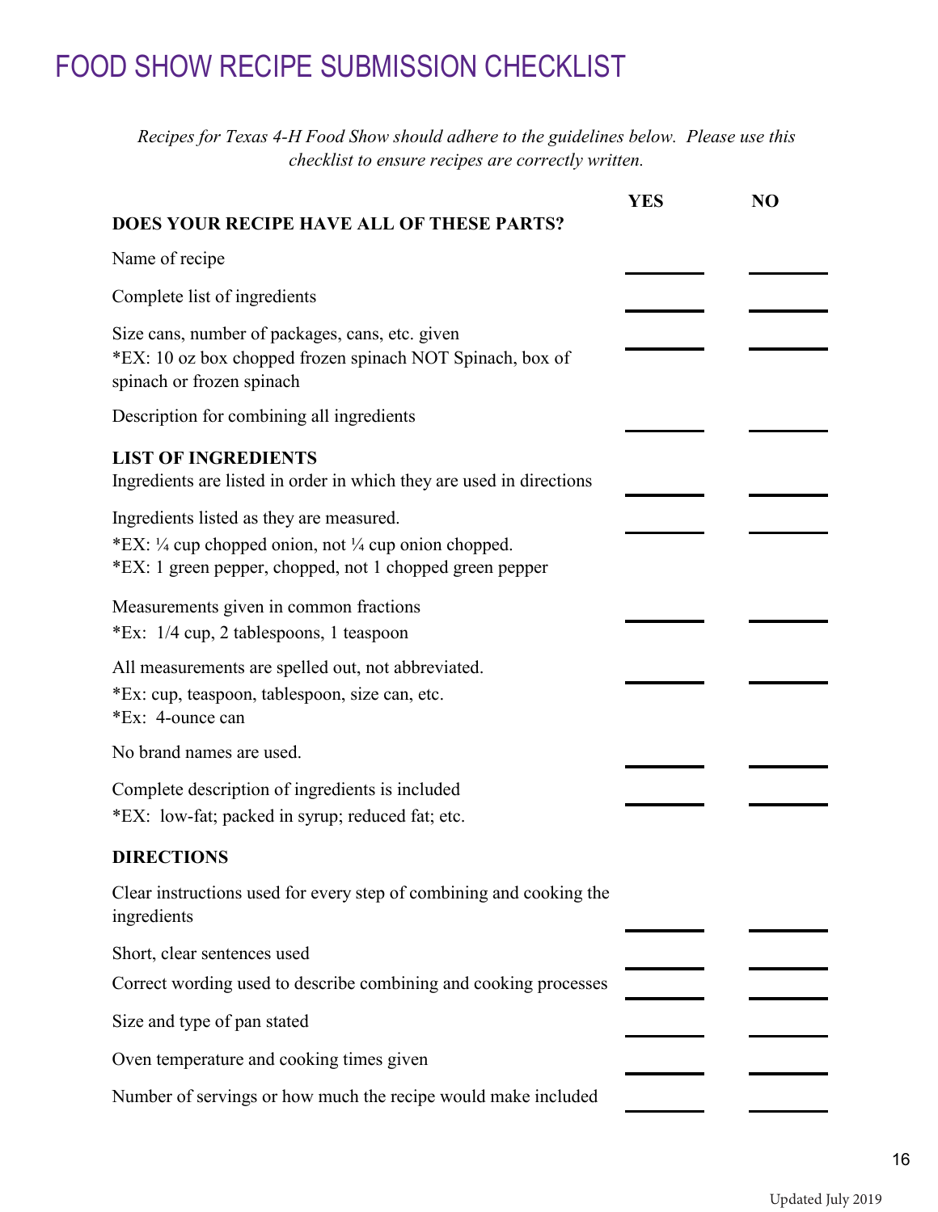# FOOD SHOW RECIPE SUBMISSION CHECKLIST

*Recipes for Texas 4-H Food Show should adhere to the guidelines below. Please use this checklist to ensure recipes are correctly written.*

| | YES | NO |
|---|---|---|
| **DOES YOUR RECIPE HAVE ALL OF THESE PARTS?** | | |
| Name of recipe | _______ | _______ |
| Complete list of ingredients | _______ | _______ |
| Size cans, number of packages, cans, etc. given<br>*EX: 10 oz box chopped frozen spinach NOT Spinach, box of spinach or frozen spinach | _______ | _______ |
| Description for combining all ingredients | _______ | _______ |
| **LIST OF INGREDIENTS** | | |
| Ingredients are listed in order in which they are used in directions | _______ | _______ |
| Ingredients listed as they are measured.<br>*EX: ¼ cup chopped onion, not ¼ cup onion chopped.<br>*EX: 1 green pepper, chopped, not 1 chopped green pepper | _______ | _______ |
| Measurements given in common fractions<br>*Ex: 1/4 cup, 2 tablespoons, 1 teaspoon | _______ | _______ |
| All measurements are spelled out, not abbreviated.<br>*Ex: cup, teaspoon, tablespoon, size can, etc.<br>*Ex: 4-ounce can | _______ | _______ |
| No brand names are used. | _______ | _______ |
| Complete description of ingredients is included<br>*EX: low-fat; packed in syrup; reduced fat; etc. | _______ | _______ |
| **DIRECTIONS** | | |
| Clear instructions used for every step of combining and cooking the ingredients | _______ | _______ |
| Short, clear sentences used | _______ | _______ |
| Correct wording used to describe combining and cooking processes | _______ | _______ |
| Size and type of pan stated | _______ | _______ |
| Oven temperature and cooking times given | _______ | _______ |
| Number of servings or how much the recipe would make included | _______ | _______ |

Updated July 2019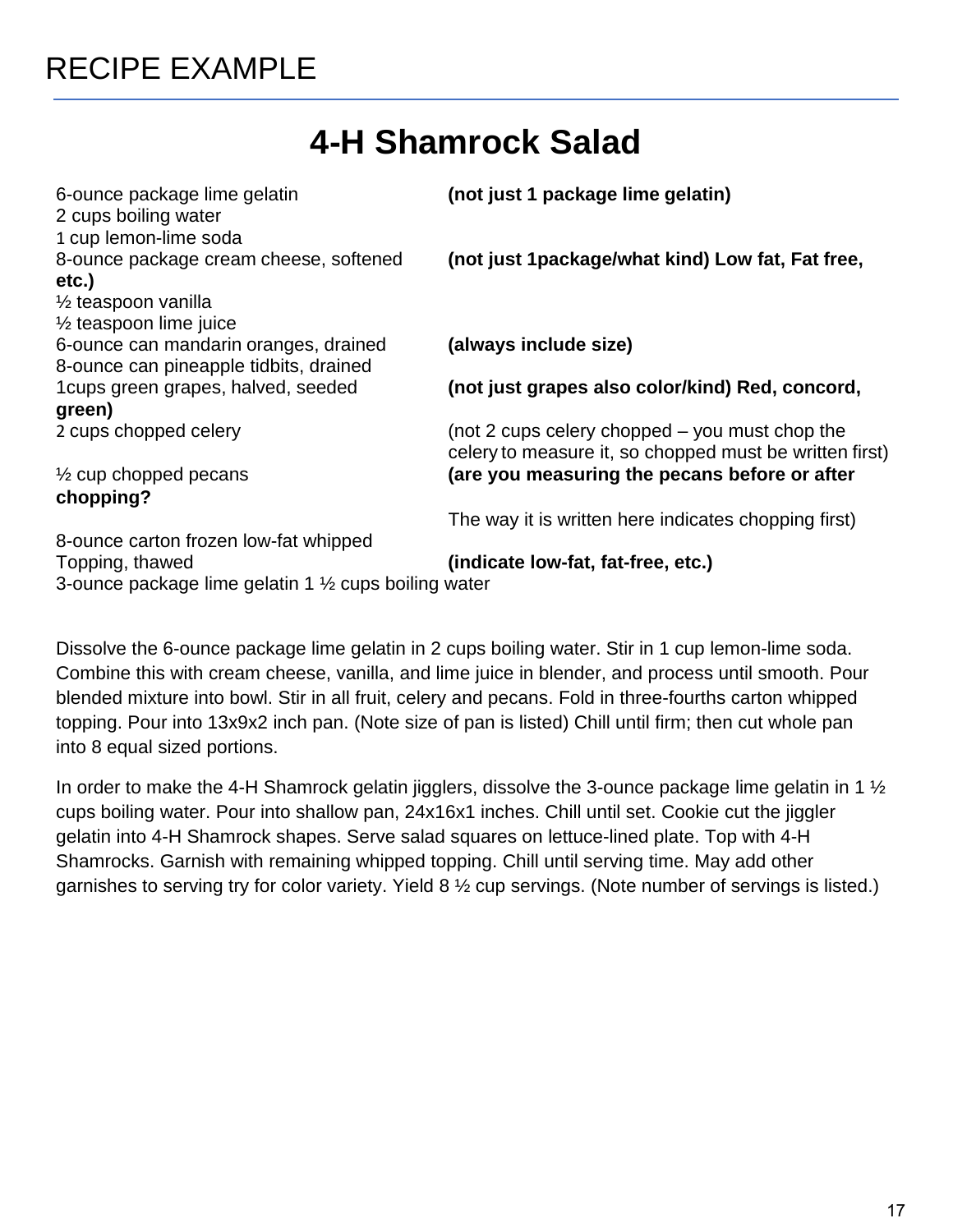# RECIPE EXAMPLE

## 4-H Shamrock Salad

6-ounce package lime gelatin **(not just 1 package lime gelatin)**
2 cups boiling water
1 cup lemon-lime soda
8-ounce package cream cheese, softened **(not just 1package/what kind) Low fat, Fat free, etc.)**
½ teaspoon vanilla
½ teaspoon lime juice
6-ounce can mandarin oranges, drained **(always include size)**
8-ounce can pineapple tidbits, drained
1cups green grapes, halved, seeded **(not just grapes also color/kind) Red, concord, green)**
2 cups chopped celery (not 2 cups celery chopped – you must chop the celery to measure it, so chopped must be written first)
½ cup chopped pecans **(are you measuring the pecans before or after chopping?**

The way it is written here indicates chopping first)
8-ounce carton frozen low-fat whipped
Topping, thawed **(indicate low-fat, fat-free, etc.)**
3-ounce package lime gelatin 1 ½ cups boiling water

Dissolve the 6-ounce package lime gelatin in 2 cups boiling water. Stir in 1 cup lemon-lime soda. Combine this with cream cheese, vanilla, and lime juice in blender, and process until smooth. Pour blended mixture into bowl. Stir in all fruit, celery and pecans. Fold in three-fourths carton whipped topping. Pour into 13x9x2 inch pan. (Note size of pan is listed) Chill until firm; then cut whole pan into 8 equal sized portions.

In order to make the 4-H Shamrock gelatin jigglers, dissolve the 3-ounce package lime gelatin in 1 ½ cups boiling water. Pour into shallow pan, 24x16x1 inches. Chill until set. Cookie cut the jiggler gelatin into 4-H Shamrock shapes. Serve salad squares on lettuce-lined plate. Top with 4-H Shamrocks. Garnish with remaining whipped topping. Chill until serving time. May add other garnishes to serving try for color variety. Yield 8 ½ cup servings. (Note number of servings is listed.)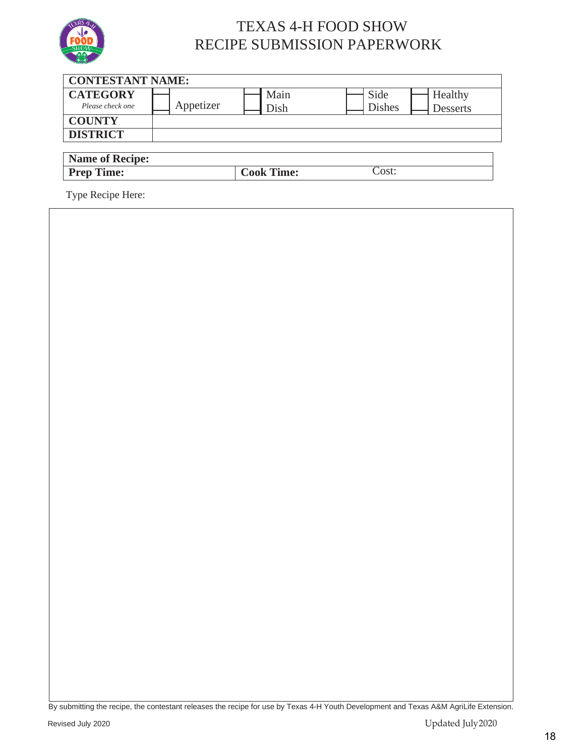# TEXAS 4-H FOOD SHOW
# RECIPE SUBMISSION PAPERWORK

| **CONTESTANT NAME:** | | | | |
|---|---|---|---|---|
| **CATEGORY** *Please check one* | ☐ Appetizer | ☐ Main Dish | ☐ Side Dishes | ☐ Healthy Desserts |
| **COUNTY** | | | | |
| **DISTRICT** | | | | |

| **Name of Recipe:** | | |
|---|---|---|
| **Prep Time:** | **Cook Time:** | Cost: |

Type Recipe Here:

By submitting the recipe, the contestant releases the recipe for use by Texas 4-H Youth Development and Texas A&M AgriLife Extension.

Revised July 2020

Updated July 2020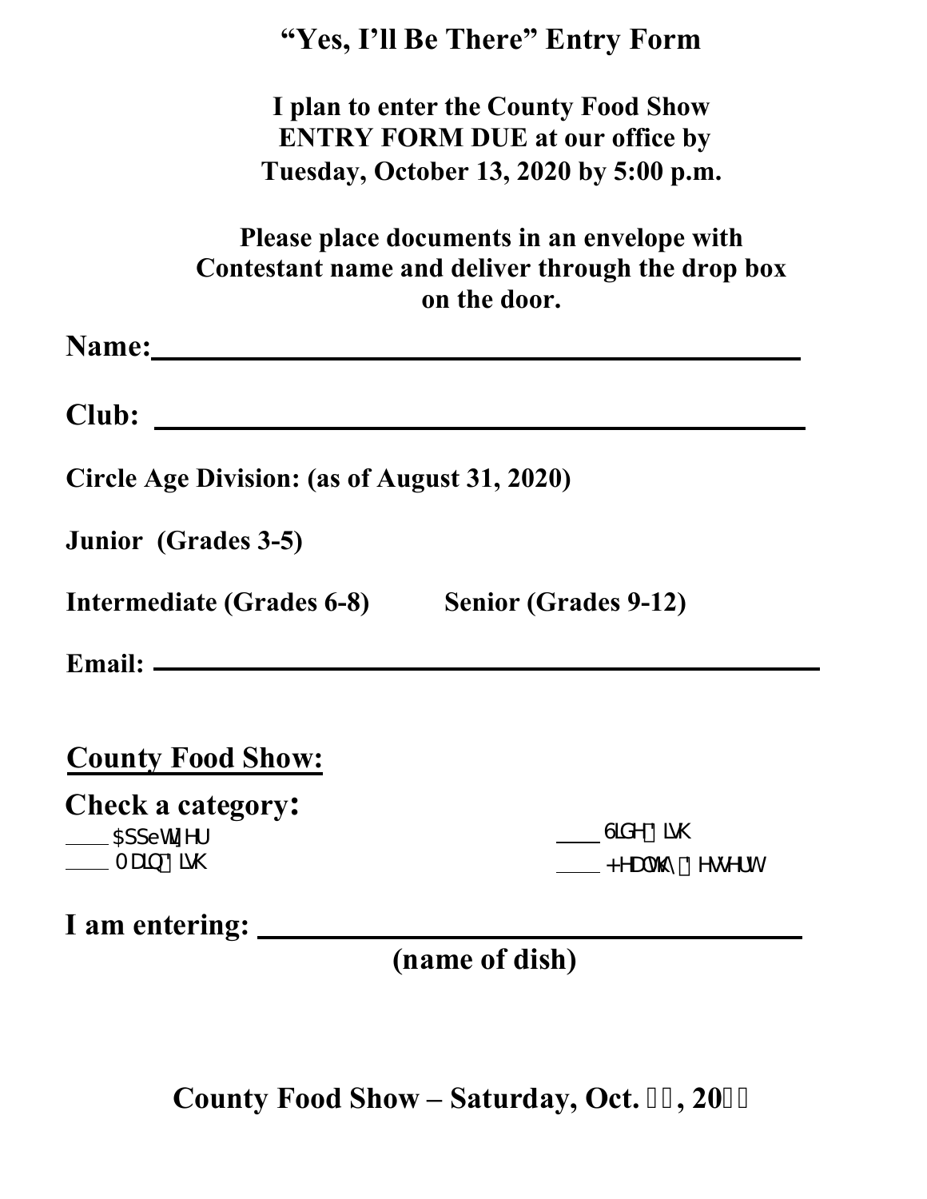# "Yes, I'll Be There" Entry Form

**I plan to enter the County Food Show**
**ENTRY FORM DUE at our office by**
**Tuesday, October 13, 2020 by 5:00 p.m.**

**Please place documents in an envelope with Contestant name and deliver through the drop box on the door.**

**Name:** ____________________________________________

**Club:** ____________________________________________

**Circle Age Division: (as of August 31, 2020)**

**Junior (Grades 3-5)**

**Intermediate (Grades 6-8)** **Senior (Grades 9-12)**

**Email:** ____________________________________________

## County Food Show:

**Check a category:**

____ Appetizer
____ Main Dish
____ Side Dish
____ Healthy Desserts

**I am entering:** ____________________________________________
**(name of dish)**

**County Food Show – Saturday, Oct. □□, 20□□**